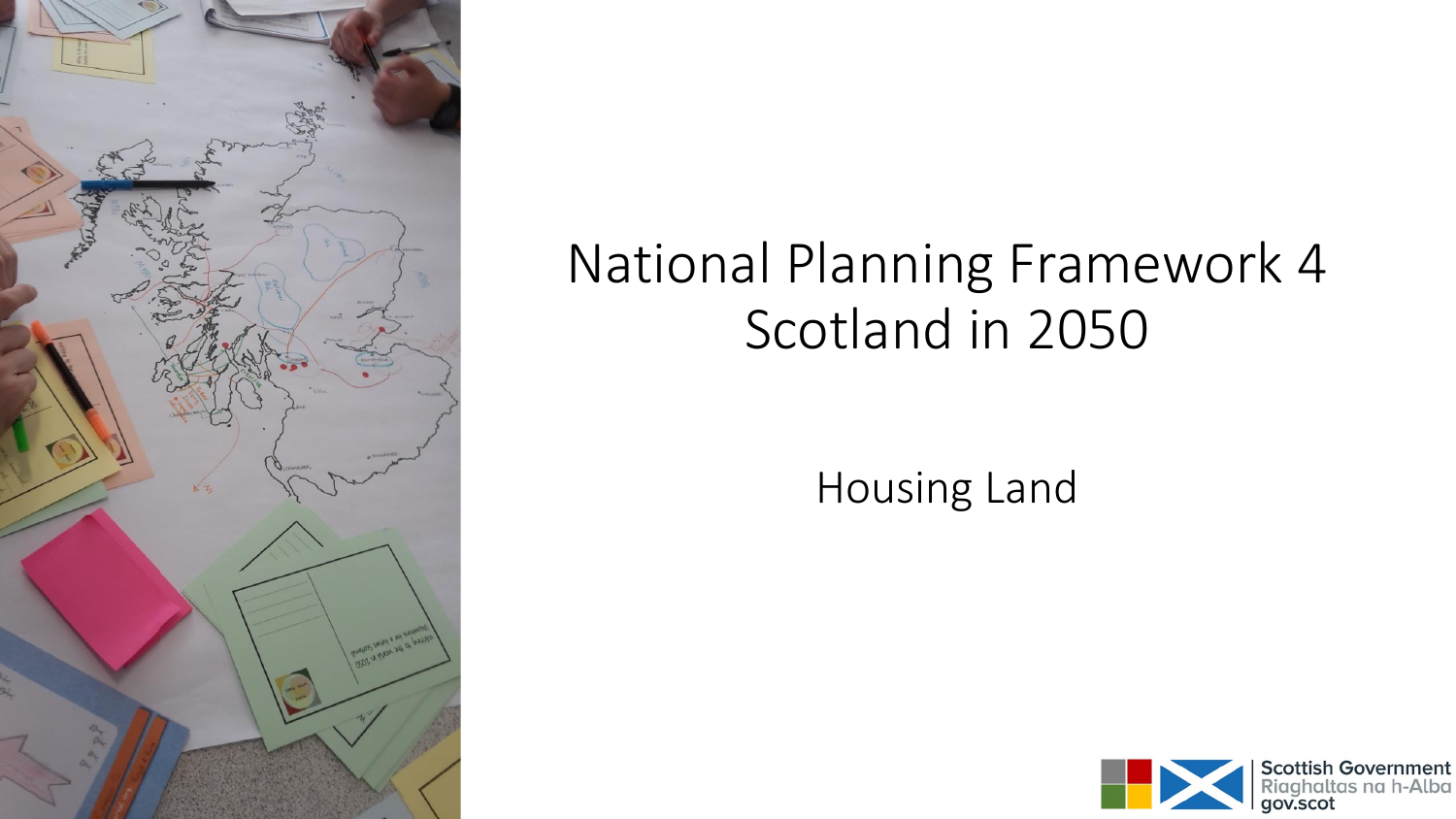# National Planning Framework 4
# Scotland in 2050

## Housing Land

Scottish Government
Riaghaltas na h-Alba
gov.scot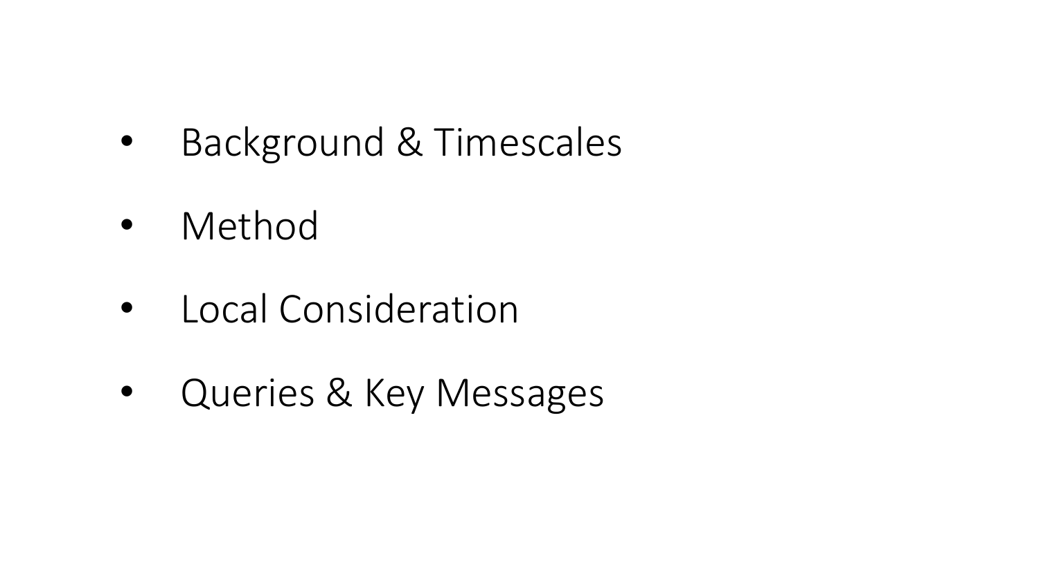- Background & Timescales
- Method
- Local Consideration
- Queries & Key Messages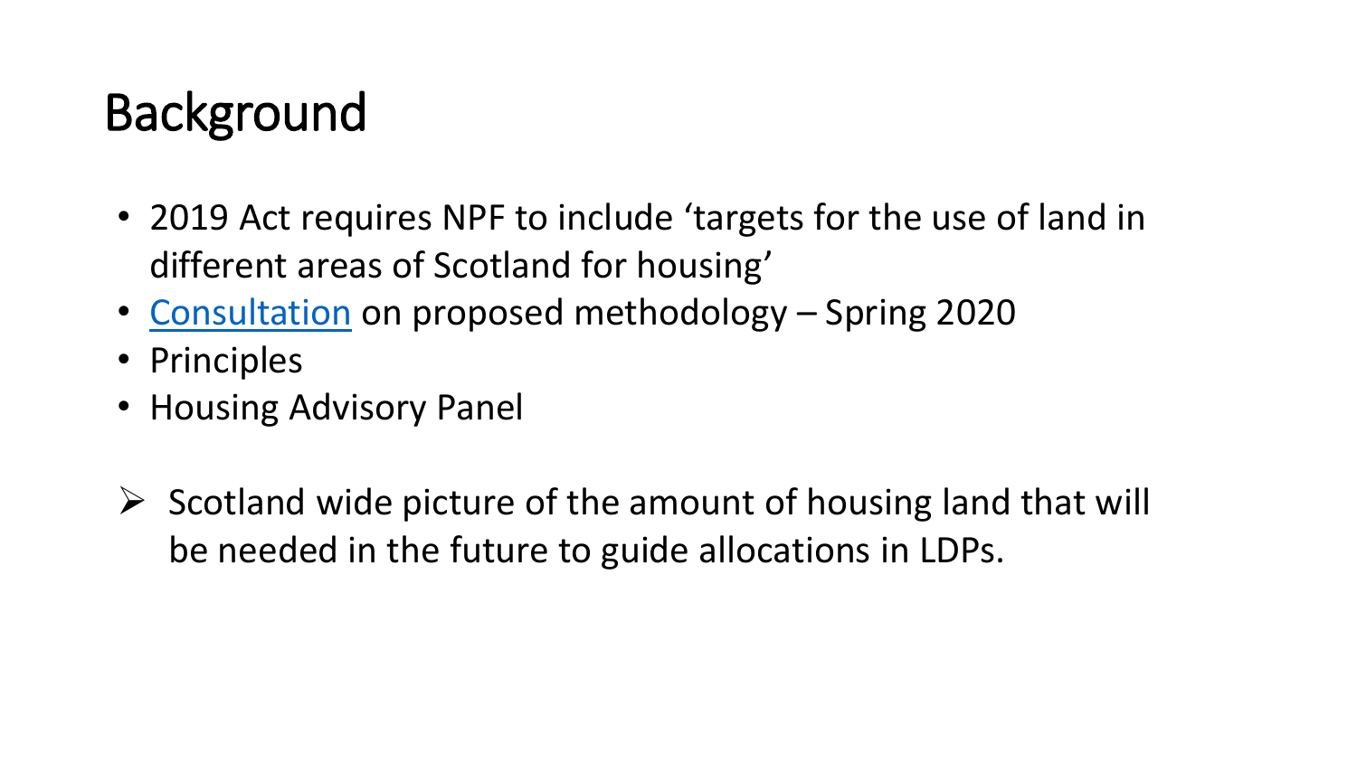# Background

- 2019 Act requires NPF to include 'targets for the use of land in different areas of Scotland for housing'
- Consultation on proposed methodology – Spring 2020
- Principles
- Housing Advisory Panel

➢ Scotland wide picture of the amount of housing land that will be needed in the future to guide allocations in LDPs.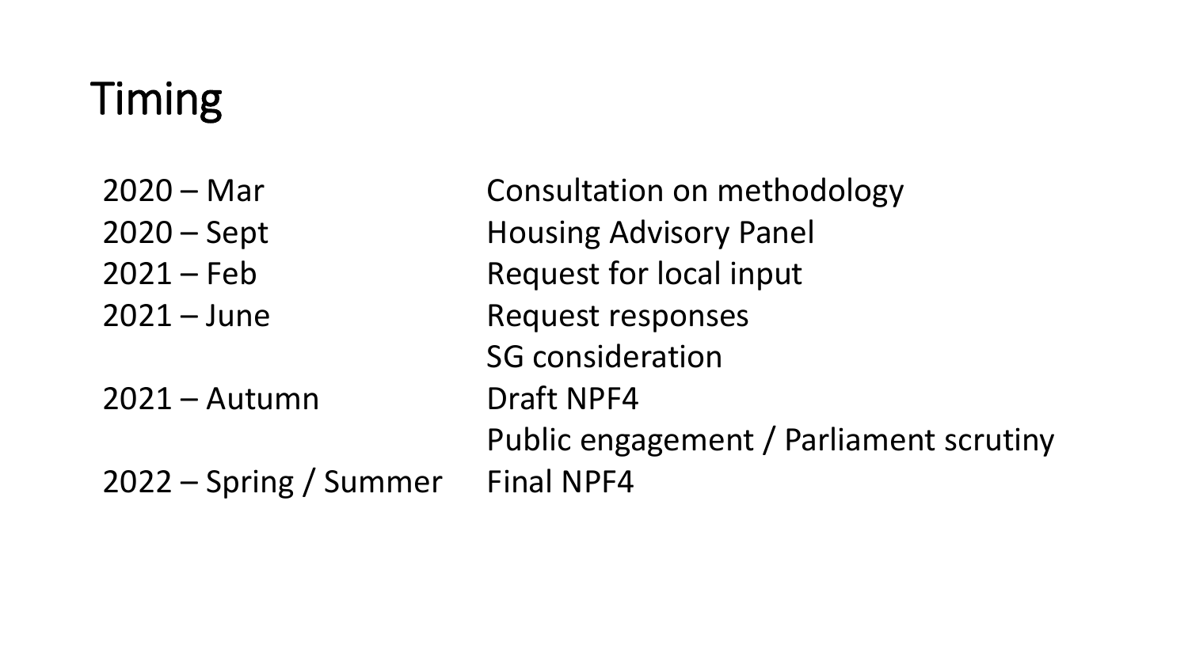# Timing

| | |
|---|---|
| 2020 – Mar | Consultation on methodology |
| 2020 – Sept | Housing Advisory Panel |
| 2021 – Feb | Request for local input |
| 2021 – June | Request responses |
| | SG consideration |
| 2021 – Autumn | Draft NPF4 |
| | Public engagement / Parliament scrutiny |
| 2022 – Spring / Summer | Final NPF4 |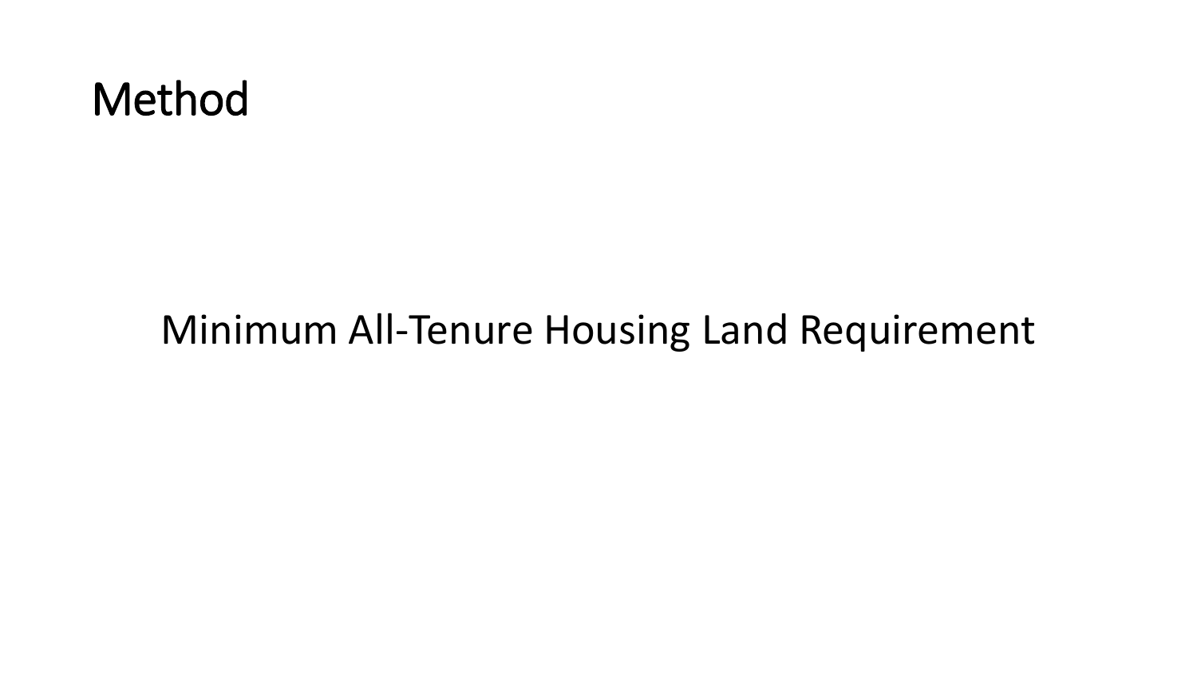# Method

Minimum All-Tenure Housing Land Requirement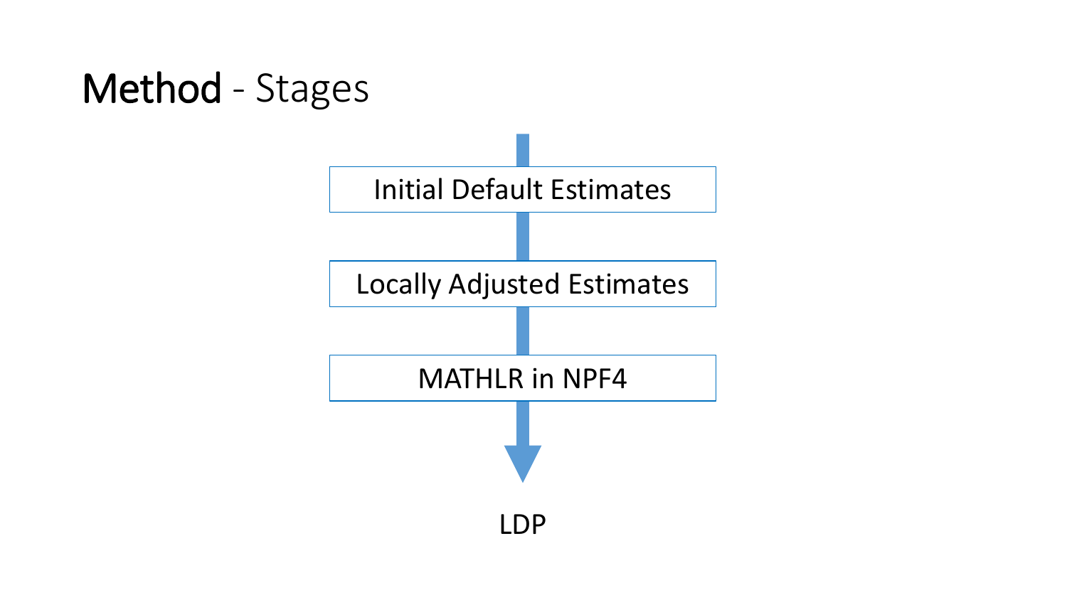# Method - Stages

Initial Default Estimates

Locally Adjusted Estimates

MATHLR in NPF4

LDP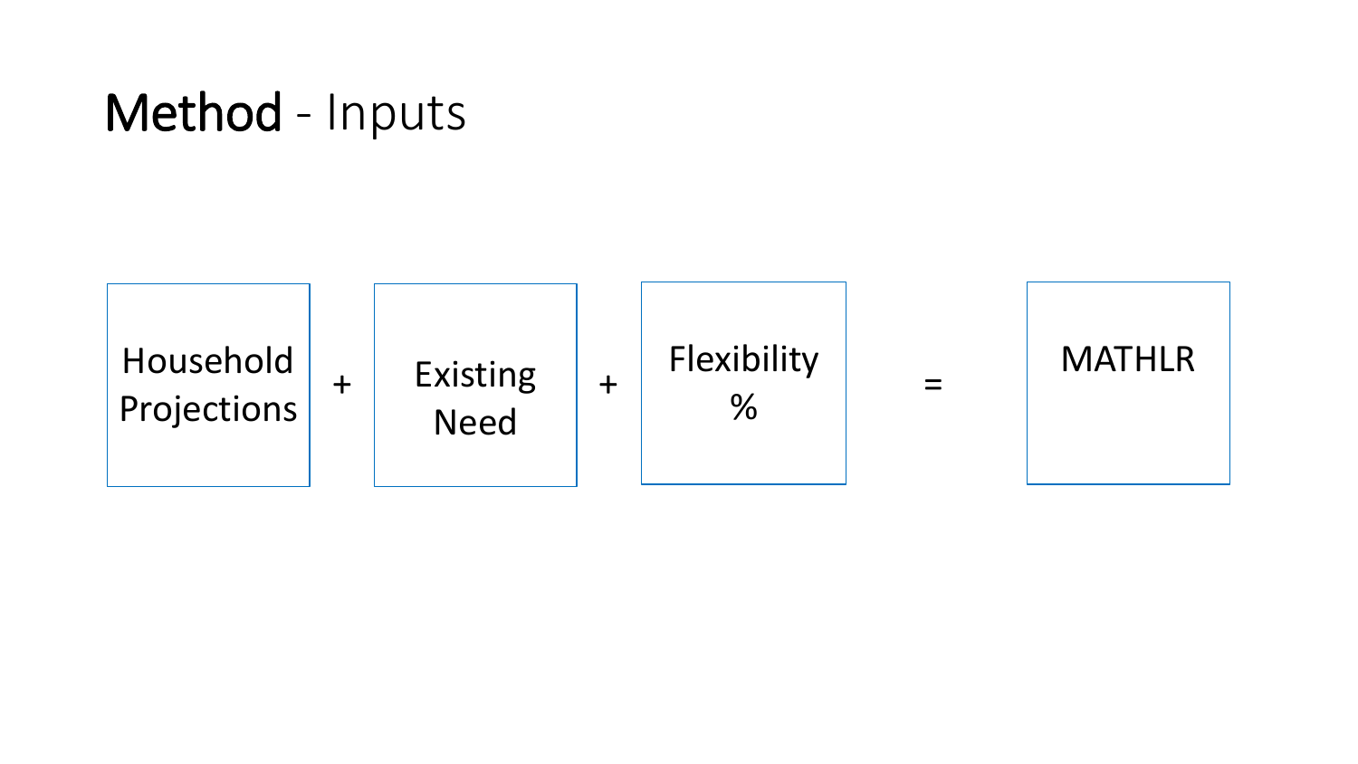# **Method** - Inputs

Household Projections + Existing Need + Flexibility % = MATHLR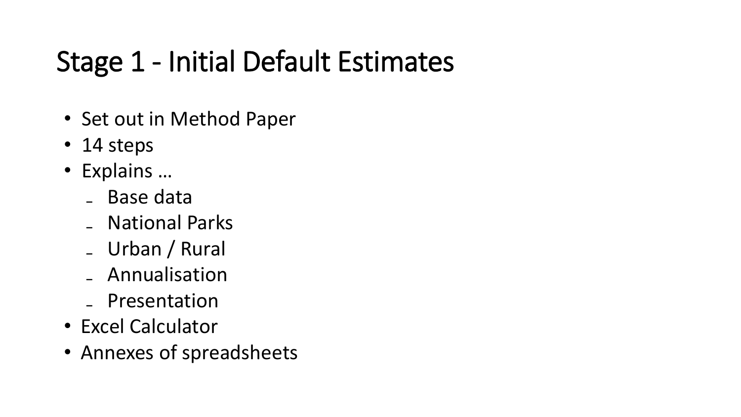# Stage 1 - Initial Default Estimates

- Set out in Method Paper
- 14 steps
- Explains …
  - Base data
  - National Parks
  - Urban / Rural
  - Annualisation
  - Presentation
- Excel Calculator
- Annexes of spreadsheets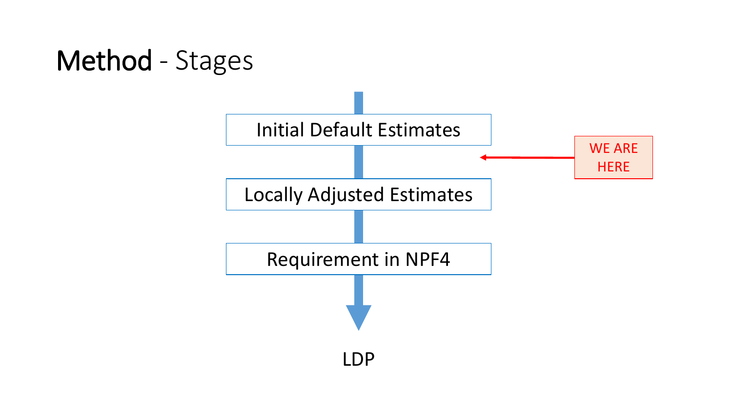# Method - Stages

Initial Default Estimates

WE ARE HERE

Locally Adjusted Estimates

Requirement in NPF4

LDP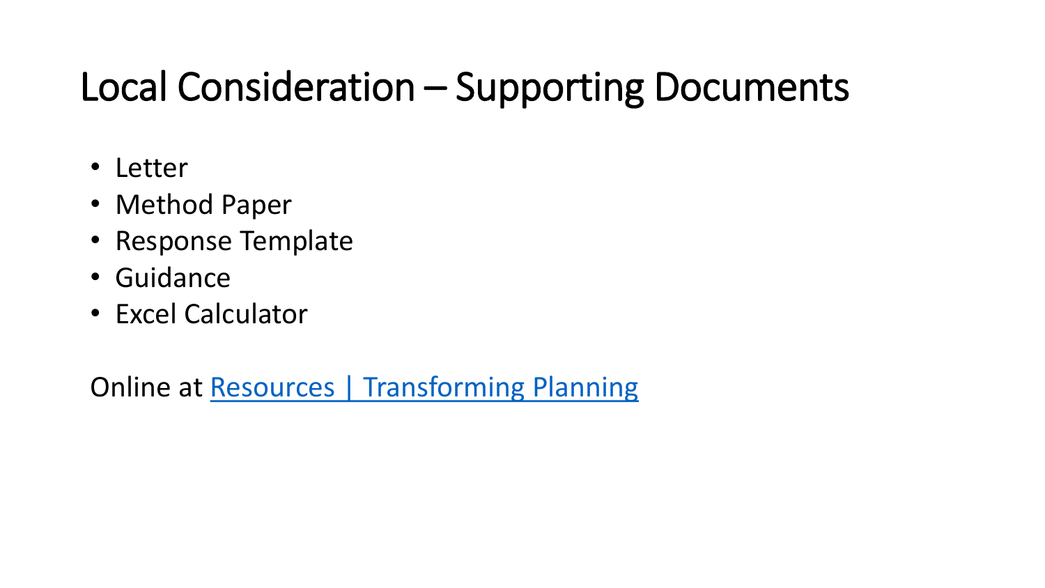# Local Consideration – Supporting Documents

- Letter
- Method Paper
- Response Template
- Guidance
- Excel Calculator

Online at [Resources | Transforming Planning]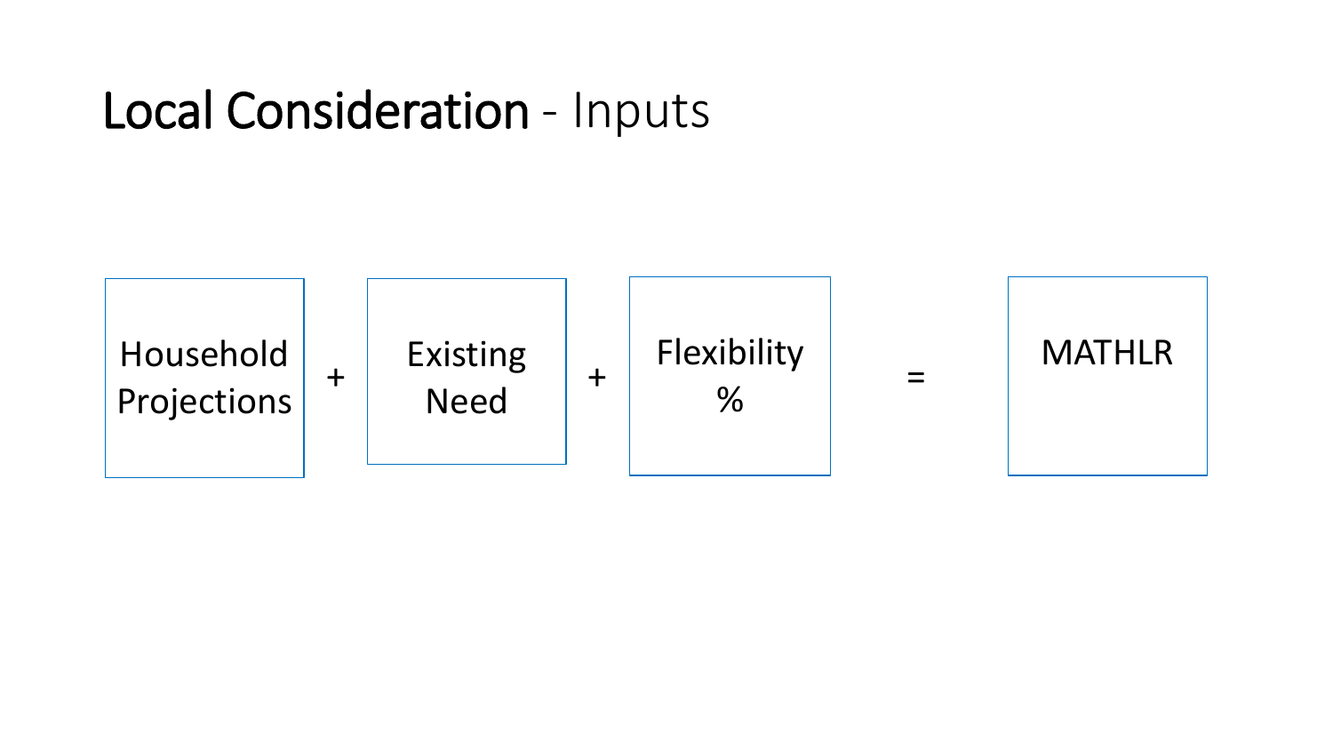# Local Consideration - Inputs

Household Projections + Existing Need + Flexibility % = MATHLR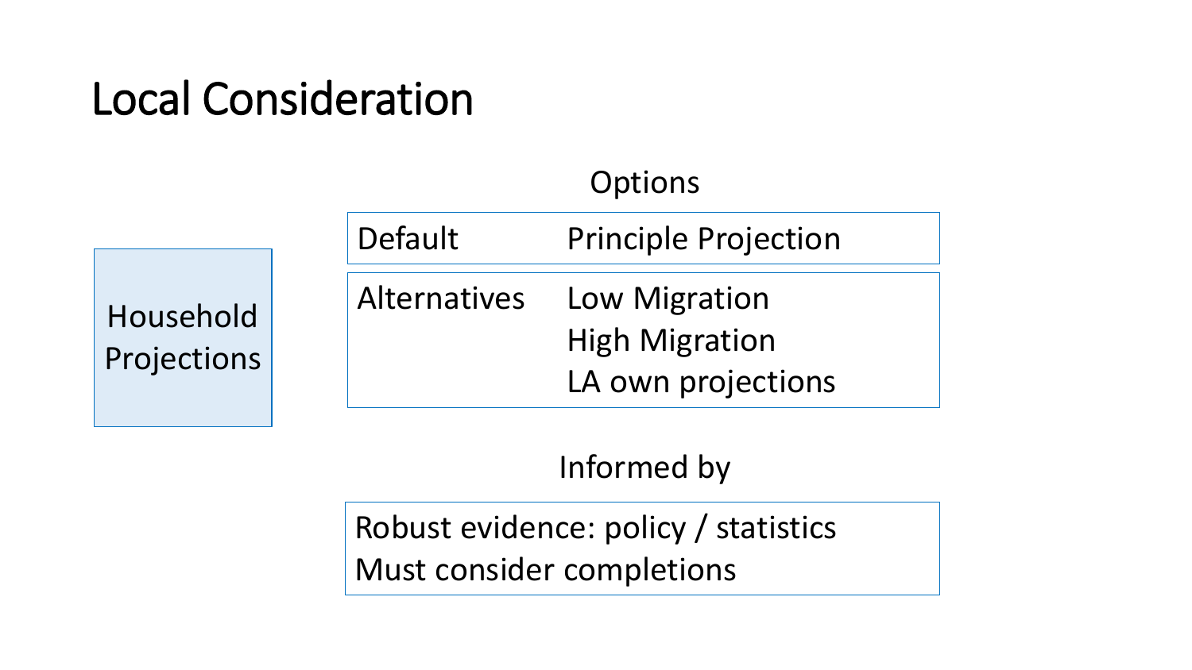# Local Consideration

Household Projections

Options

| | |
|---|---|
| Default | Principle Projection |
| Alternatives | Low Migration<br>High Migration<br>LA own projections |

Informed by

Robust evidence: policy / statistics
Must consider completions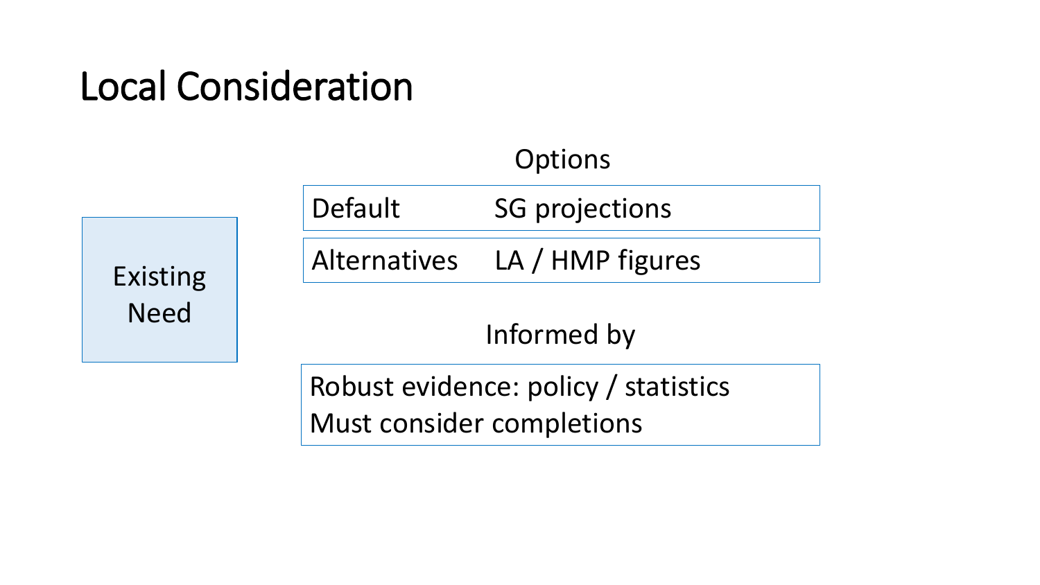# Local Consideration

**Existing Need**

### Options

| Default | SG projections |
| --- | --- |
| Alternatives | LA / HMP figures |

### Informed by

Robust evidence: policy / statistics
Must consider completions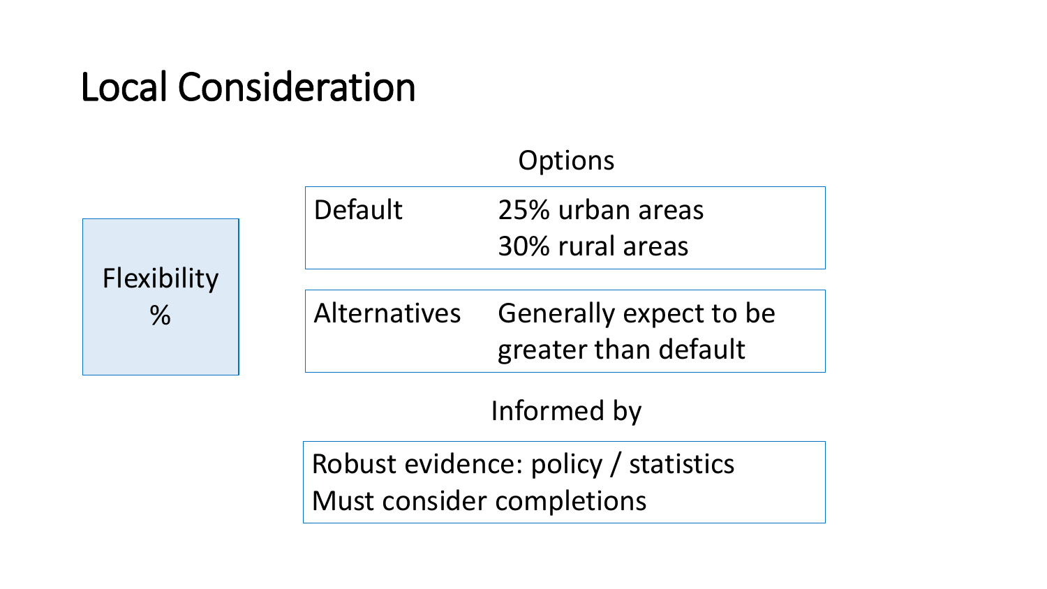# Local Consideration

**Flexibility %**

Options

| Default | 25% urban areas<br>30% rural areas |
| --- | --- |
| Alternatives | Generally expect to be greater than default |

Informed by

Robust evidence: policy / statistics
Must consider completions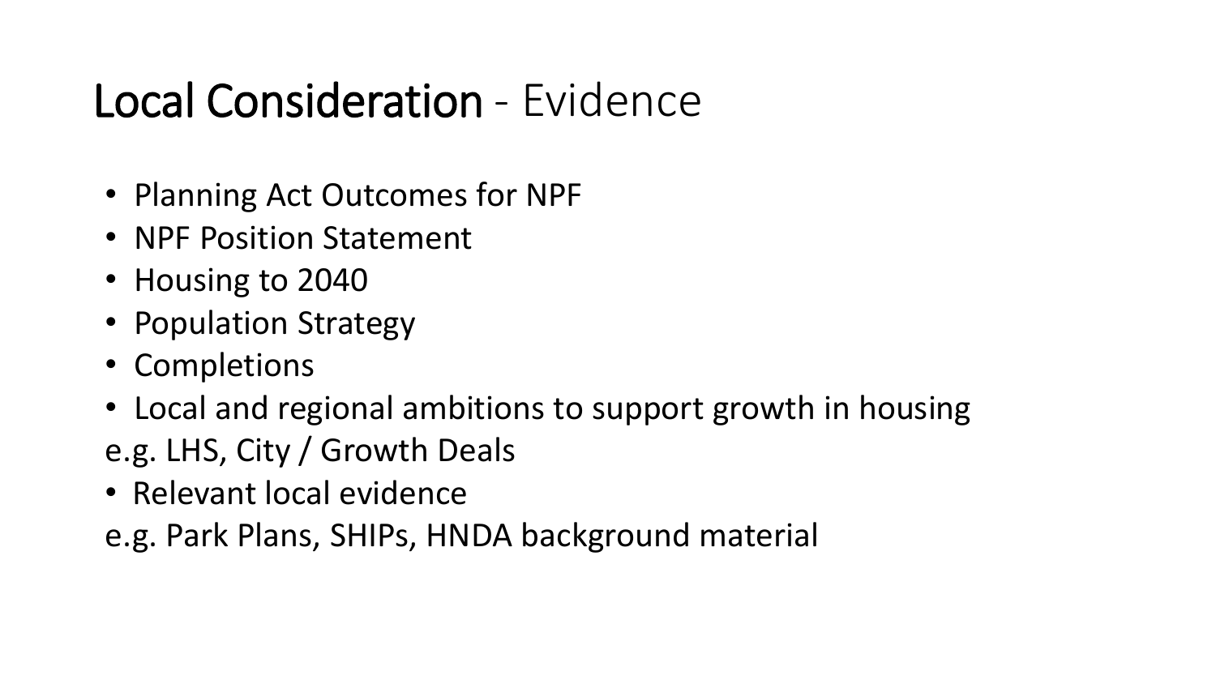# Local Consideration - Evidence

- Planning Act Outcomes for NPF
- NPF Position Statement
- Housing to 2040
- Population Strategy
- Completions
- Local and regional ambitions to support growth in housing

e.g. LHS, City / Growth Deals

- Relevant local evidence

e.g. Park Plans, SHIPs, HNDA background material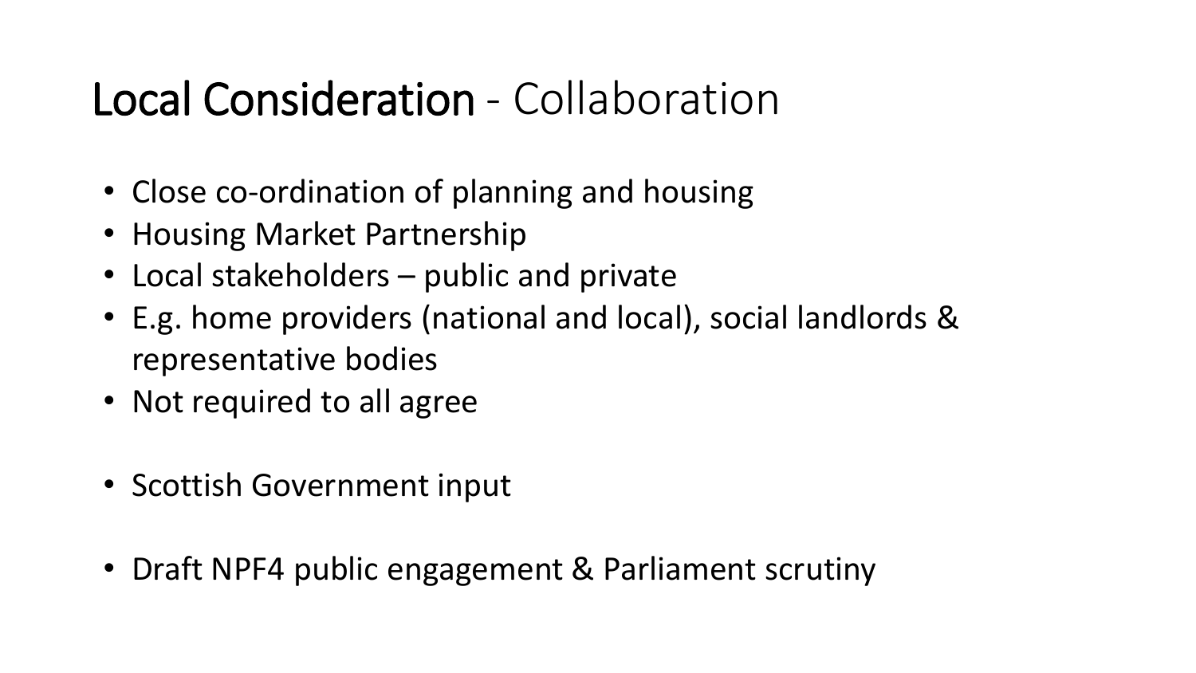# Local Consideration - Collaboration

- Close co-ordination of planning and housing
- Housing Market Partnership
- Local stakeholders – public and private
- E.g. home providers (national and local), social landlords & representative bodies
- Not required to all agree

- Scottish Government input

- Draft NPF4 public engagement & Parliament scrutiny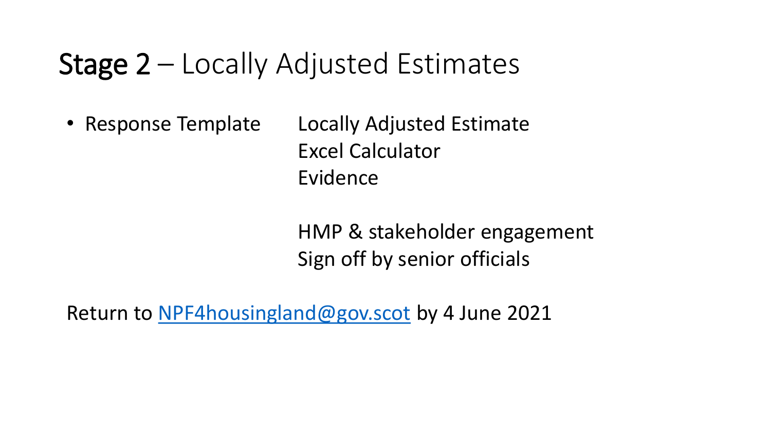# Stage 2 – Locally Adjusted Estimates

- Response Template
  - Locally Adjusted Estimate
  - Excel Calculator
  - Evidence
  - HMP & stakeholder engagement
  - Sign off by senior officials

Return to [NPF4housingland@gov.scot](mailto:NPF4housingland@gov.scot) by 4 June 2021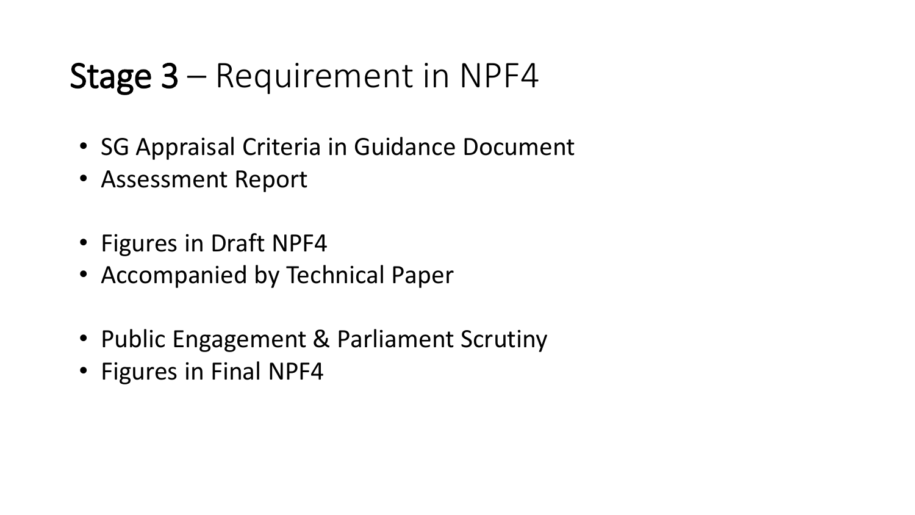# **Stage 3** – Requirement in NPF4

- SG Appraisal Criteria in Guidance Document
- Assessment Report

- Figures in Draft NPF4
- Accompanied by Technical Paper

- Public Engagement & Parliament Scrutiny
- Figures in Final NPF4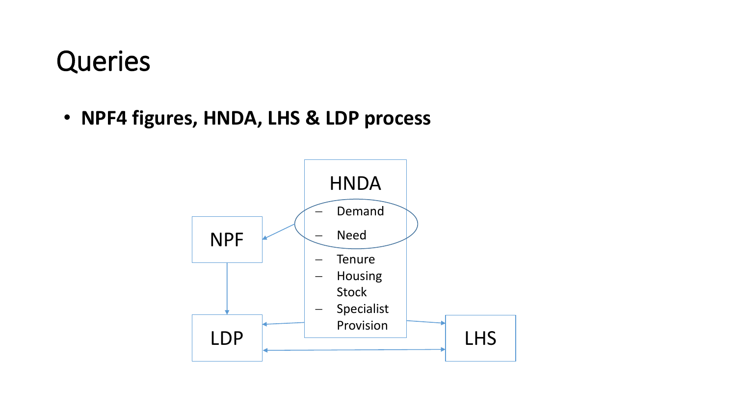# Queries

- **NPF4 figures, HNDA, LHS & LDP process**

HNDA
- Demand
- Need
- Tenure
- Housing Stock
- Specialist Provision

NPF

LDP

LHS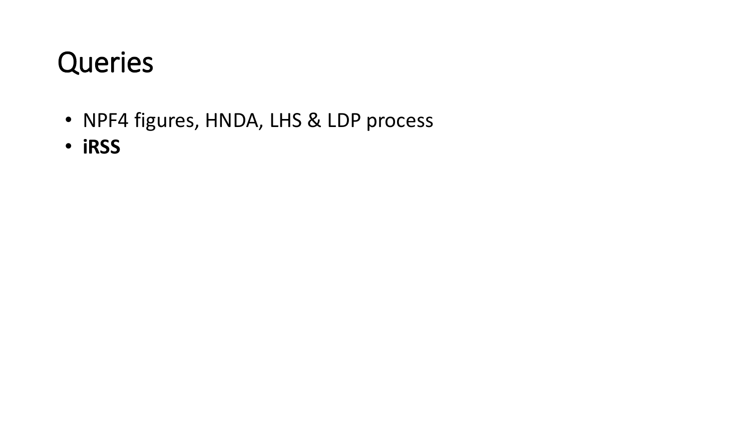# Queries

- NPF4 figures, HNDA, LHS & LDP process
- **iRSS**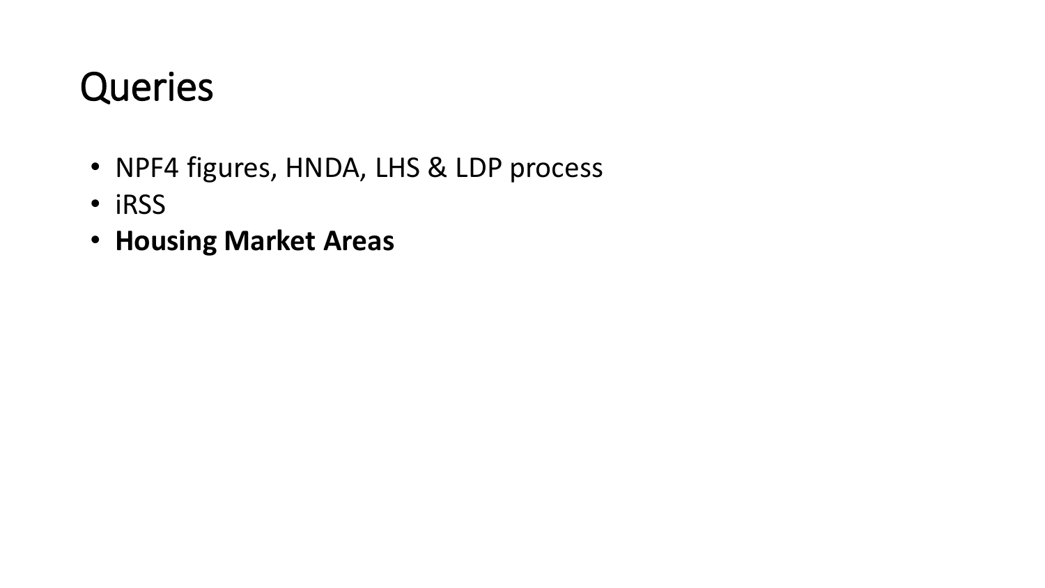# Queries

- NPF4 figures, HNDA, LHS & LDP process
- iRSS
- **Housing Market Areas**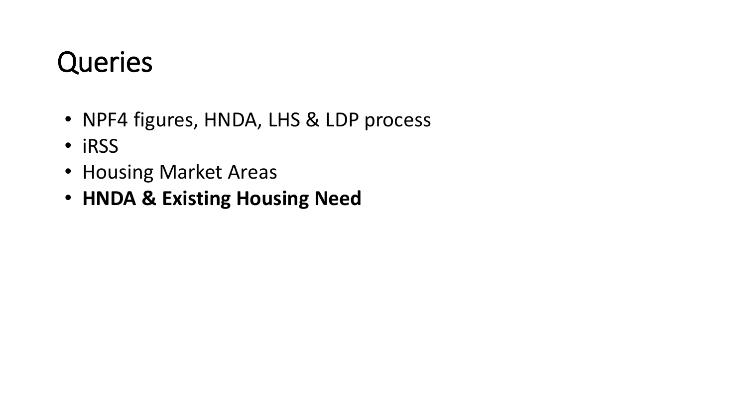# Queries

- NPF4 figures, HNDA, LHS & LDP process
- iRSS
- Housing Market Areas
- **HNDA & Existing Housing Need**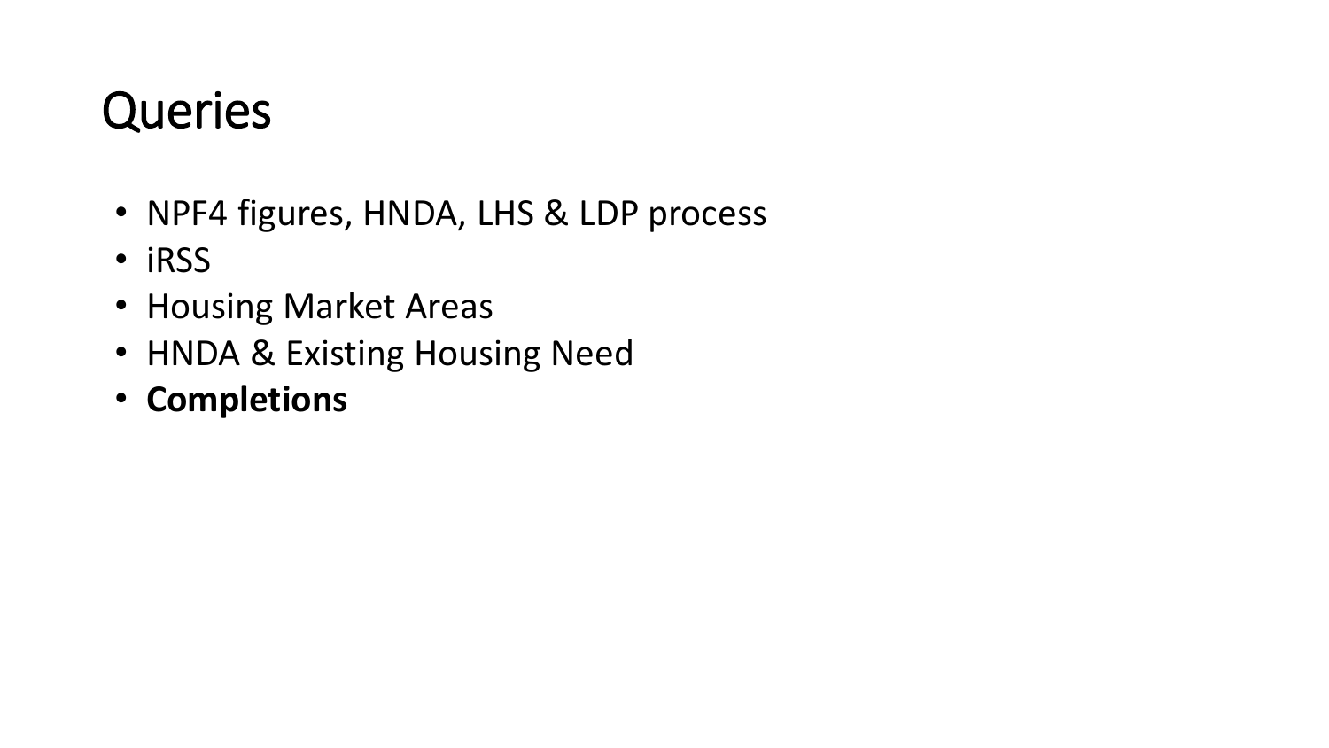# Queries

- NPF4 figures, HNDA, LHS & LDP process
- iRSS
- Housing Market Areas
- HNDA & Existing Housing Need
- **Completions**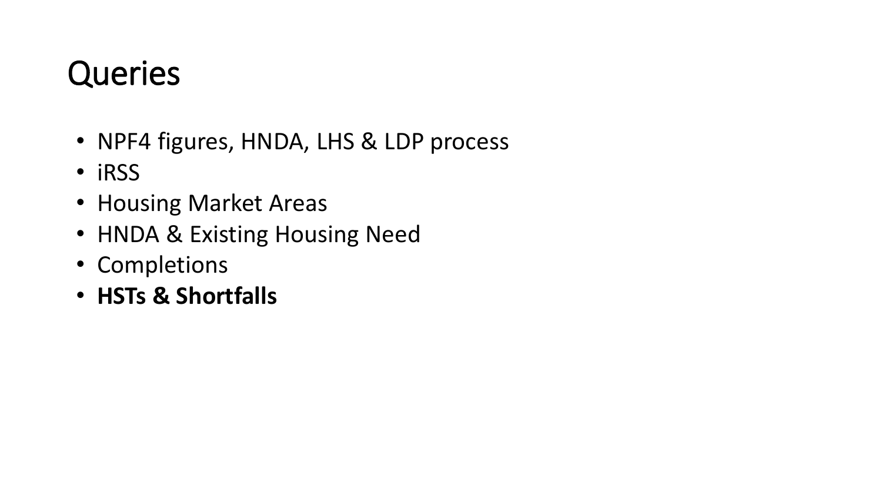# Queries

- NPF4 figures, HNDA, LHS & LDP process
- iRSS
- Housing Market Areas
- HNDA & Existing Housing Need
- Completions
- **HSTs & Shortfalls**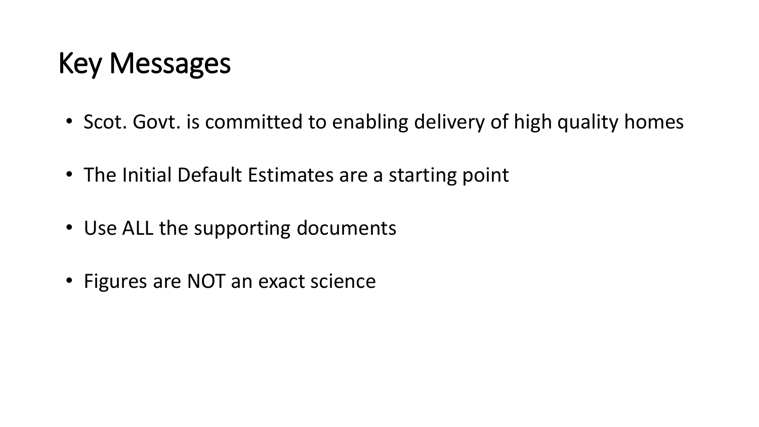# Key Messages

- Scot. Govt. is committed to enabling delivery of high quality homes
- The Initial Default Estimates are a starting point
- Use ALL the supporting documents
- Figures are NOT an exact science